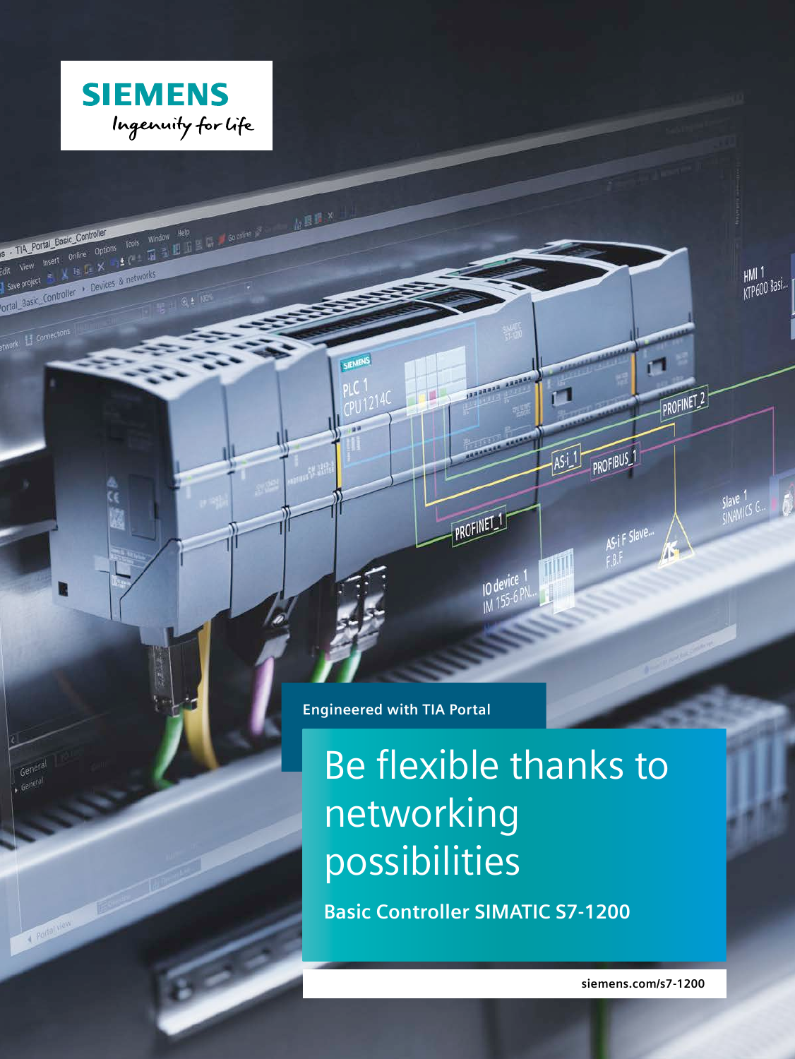SIEMENS

*Ingenuity for life*

Engineered with TIA Portal

# Be flexible thanks to networking possibilities

**Basic Controller SIMATIC S7-1200**

siemens.com/s7-1200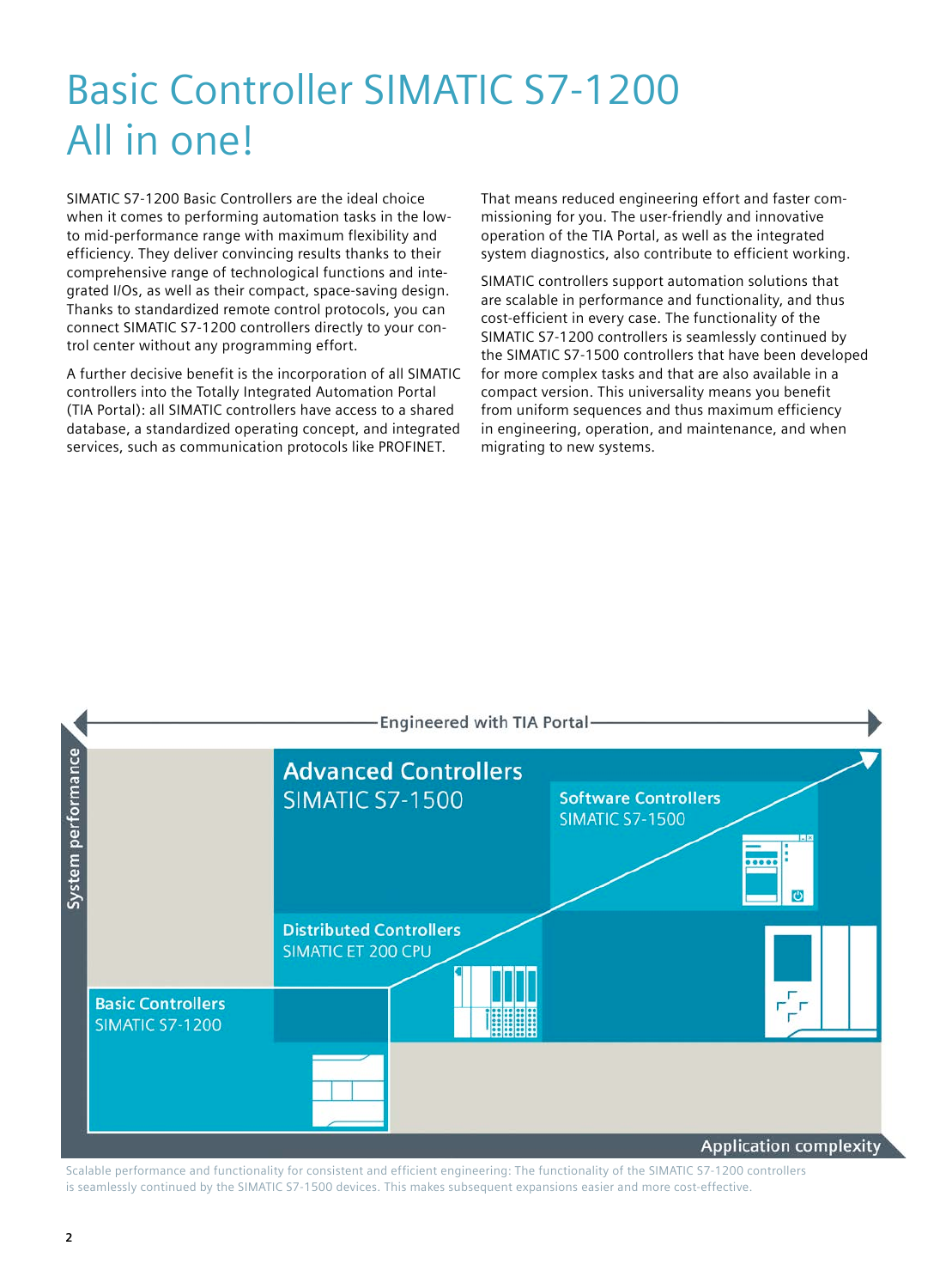# Basic Controller SIMATIC S7-1200
# All in one!

SIMATIC S7-1200 Basic Controllers are the ideal choice when it comes to performing automation tasks in the low- to mid-performance range with maximum flexibility and efficiency. They deliver convincing results thanks to their comprehensive range of technological functions and integrated I/Os, as well as their compact, space-saving design. Thanks to standardized remote control protocols, you can connect SIMATIC S7-1200 controllers directly to your control center without any programming effort.

A further decisive benefit is the incorporation of all SIMATIC controllers into the Totally Integrated Automation Portal (TIA Portal): all SIMATIC controllers have access to a shared database, a standardized operating concept, and integrated services, such as communication protocols like PROFINET.

That means reduced engineering effort and faster commissioning for you. The user-friendly and innovative operation of the TIA Portal, as well as the integrated system diagnostics, also contribute to efficient working.

SIMATIC controllers support automation solutions that are scalable in performance and functionality, and thus cost-efficient in every case. The functionality of the SIMATIC S7-1200 controllers is seamlessly continued by the SIMATIC S7-1500 controllers that have been developed for more complex tasks and that are also available in a compact version. This universality means you benefit from uniform sequences and thus maximum efficiency in engineering, operation, and maintenance, and when migrating to new systems.

Engineered with TIA Portal

System performance

Advanced Controllers
SIMATIC S7-1500

Software Controllers
SIMATIC S7-1500

Distributed Controllers
SIMATIC ET 200 CPU

Basic Controllers
SIMATIC S7-1200

Application complexity

Scalable performance and functionality for consistent and efficient engineering: The functionality of the SIMATIC S7-1200 controllers is seamlessly continued by the SIMATIC S7-1500 devices. This makes subsequent expansions easier and more cost-effective.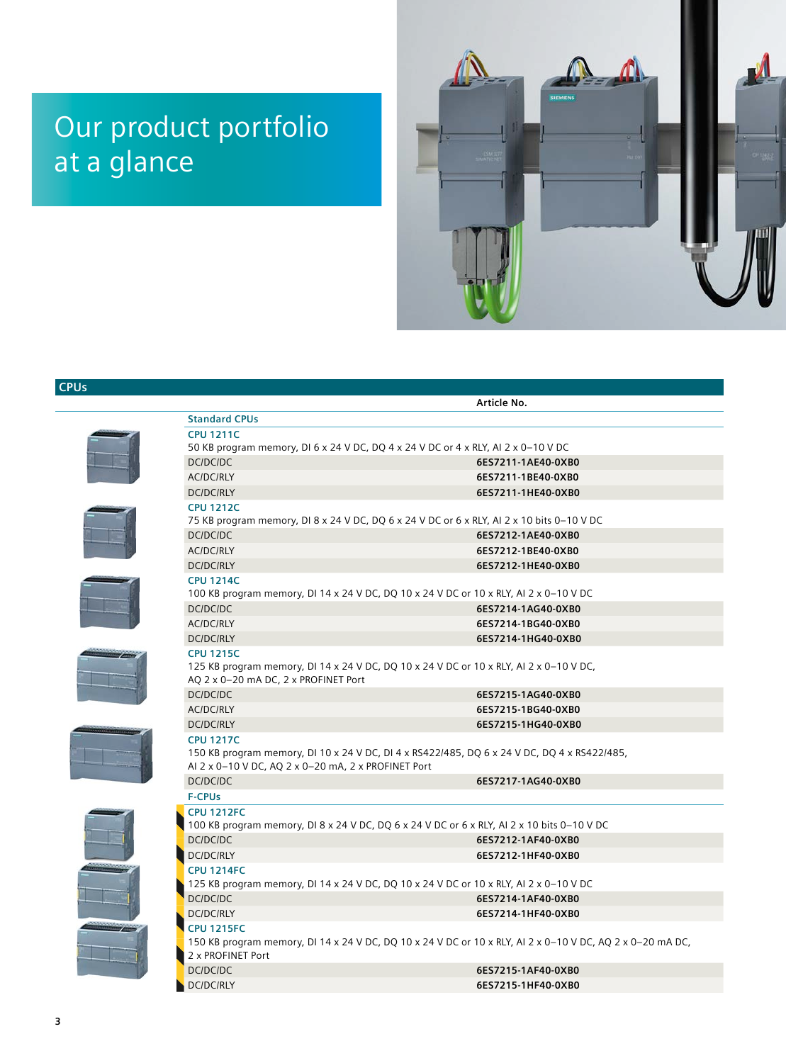# Our product portfolio at a glance

## CPUs

| | Article No. |
|---|---|
| **Standard CPUs** | |
| **CPU 1211C** | |
| 50 KB program memory, DI 6 x 24 V DC, DQ 4 x 24 V DC or 4 x RLY, AI 2 x 0–10 V DC | |
| DC/DC/DC | **6ES7211-1AE40-0XB0** |
| AC/DC/RLY | **6ES7211-1BE40-0XB0** |
| DC/DC/RLY | **6ES7211-1HE40-0XB0** |
| **CPU 1212C** | |
| 75 KB program memory, DI 8 x 24 V DC, DQ 6 x 24 V DC or 6 x RLY, AI 2 x 10 bits 0–10 V DC | |
| DC/DC/DC | **6ES7212-1AE40-0XB0** |
| AC/DC/RLY | **6ES7212-1BE40-0XB0** |
| DC/DC/RLY | **6ES7212-1HE40-0XB0** |
| **CPU 1214C** | |
| 100 KB program memory, DI 14 x 24 V DC, DQ 10 x 24 V DC or 10 x RLY, AI 2 x 0–10 V DC | |
| DC/DC/DC | **6ES7214-1AG40-0XB0** |
| AC/DC/RLY | **6ES7214-1BG40-0XB0** |
| DC/DC/RLY | **6ES7214-1HG40-0XB0** |
| **CPU 1215C** | |
| 125 KB program memory, DI 14 x 24 V DC, DQ 10 x 24 V DC or 10 x RLY, AI 2 x 0–10 V DC, AQ 2 x 0–20 mA DC, 2 x PROFINET Port | |
| DC/DC/DC | **6ES7215-1AG40-0XB0** |
| AC/DC/RLY | **6ES7215-1BG40-0XB0** |
| DC/DC/RLY | **6ES7215-1HG40-0XB0** |
| **CPU 1217C** | |
| 150 KB program memory, DI 10 x 24 V DC, DI 4 x RS422/485, DQ 6 x 24 V DC, DQ 4 x RS422/485, AI 2 x 0–10 V DC, AQ 2 x 0–20 mA, 2 x PROFINET Port | |
| DC/DC/DC | **6ES7217-1AG40-0XB0** |
| **F-CPUs** | |
| **CPU 1212FC** | |
| 100 KB program memory, DI 8 x 24 V DC, DQ 6 x 24 V DC or 6 x RLY, AI 2 x 10 bits 0–10 V DC | |
| DC/DC/DC | **6ES7212-1AF40-0XB0** |
| DC/DC/RLY | **6ES7212-1HF40-0XB0** |
| **CPU 1214FC** | |
| 125 KB program memory, DI 14 x 24 V DC, DQ 10 x 24 V DC or 10 x RLY, AI 2 x 0–10 V DC | |
| DC/DC/DC | **6ES7214-1AF40-0XB0** |
| DC/DC/RLY | **6ES7214-1HF40-0XB0** |
| **CPU 1215FC** | |
| 150 KB program memory, DI 14 x 24 V DC, DQ 10 x 24 V DC or 10 x RLY, AI 2 x 0–10 V DC, AQ 2 x 0–20 mA DC, 2 x PROFINET Port | |
| DC/DC/DC | **6ES7215-1AF40-0XB0** |
| DC/DC/RLY | **6ES7215-1HF40-0XB0** |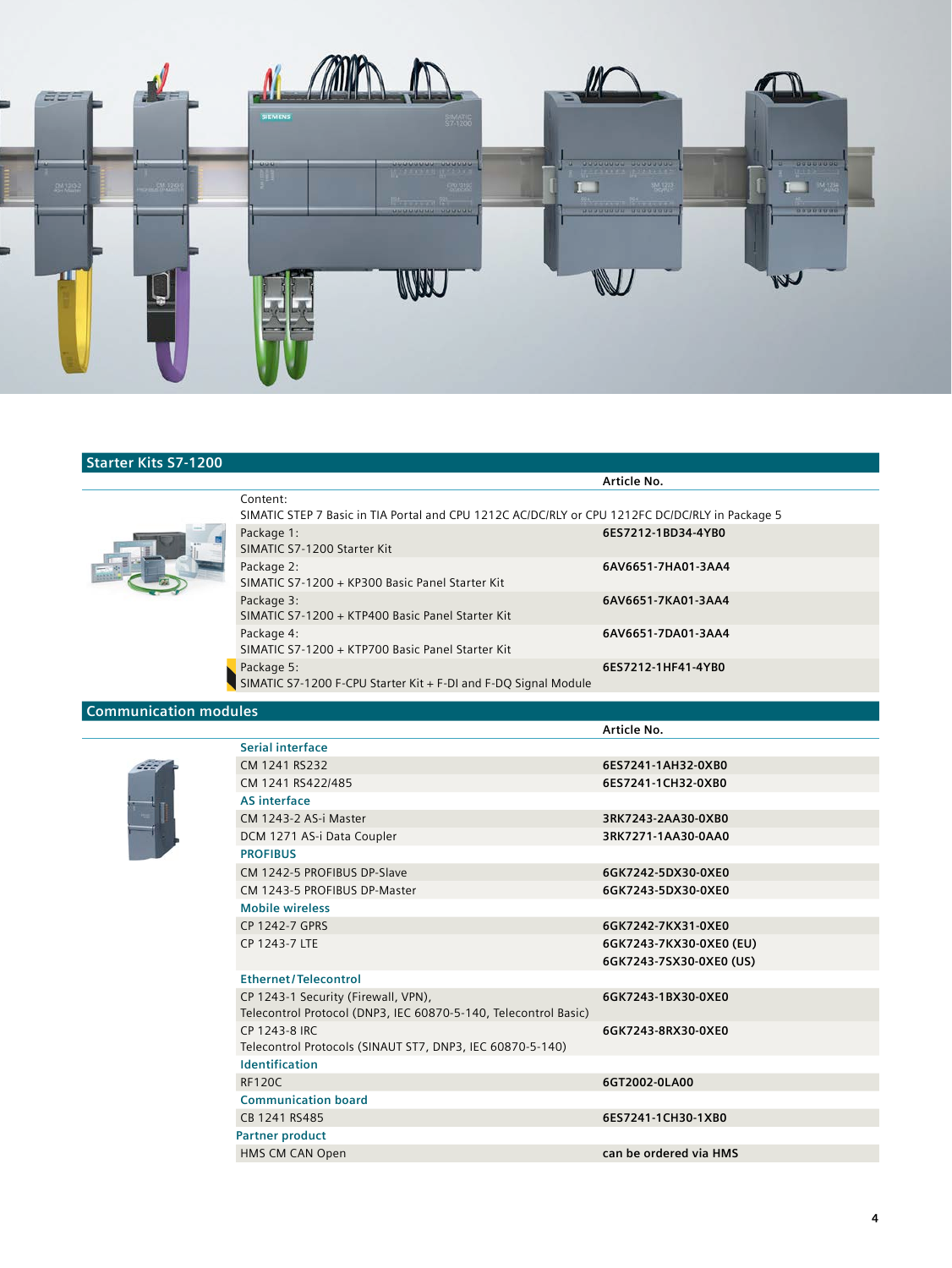## Starter Kits S7-1200

| | Article No. |
|---|---|
| Content:<br>SIMATIC STEP 7 Basic in TIA Portal and CPU 1212C AC/DC/RLY or CPU 1212FC DC/DC/RLY in Package 5 | |
| Package 1:<br>SIMATIC S7-1200 Starter Kit | 6ES7212-1BD34-4YB0 |
| Package 2:<br>SIMATIC S7-1200 + KP300 Basic Panel Starter Kit | 6AV6651-7HA01-3AA4 |
| Package 3:<br>SIMATIC S7-1200 + KTP400 Basic Panel Starter Kit | 6AV6651-7KA01-3AA4 |
| Package 4:<br>SIMATIC S7-1200 + KTP700 Basic Panel Starter Kit | 6AV6651-7DA01-3AA4 |
| Package 5:<br>SIMATIC S7-1200 F-CPU Starter Kit + F-DI and F-DQ Signal Module | 6ES7212-1HF41-4YB0 |

## Communication modules

| | Article No. |
|---|---|
| **Serial interface** | |
| CM 1241 RS232 | 6ES7241-1AH32-0XB0 |
| CM 1241 RS422/485 | 6ES7241-1CH32-0XB0 |
| **AS interface** | |
| CM 1243-2 AS-i Master | 3RK7243-2AA30-0XB0 |
| DCM 1271 AS-i Data Coupler | 3RK7271-1AA30-0AA0 |
| **PROFIBUS** | |
| CM 1242-5 PROFIBUS DP-Slave | 6GK7242-5DX30-0XE0 |
| CM 1243-5 PROFIBUS DP-Master | 6GK7243-5DX30-0XE0 |
| **Mobile wireless** | |
| CP 1242-7 GPRS | 6GK7242-7KX31-0XE0 |
| CP 1243-7 LTE | 6GK7243-7KX30-0XE0 (EU)<br>6GK7243-7SX30-0XE0 (US) |
| **Ethernet/Telecontrol** | |
| CP 1243-1 Security (Firewall, VPN),<br>Telecontrol Protocol (DNP3, IEC 60870-5-140, Telecontrol Basic) | 6GK7243-1BX30-0XE0 |
| CP 1243-8 IRC<br>Telecontrol Protocols (SINAUT ST7, DNP3, IEC 60870-5-140) | 6GK7243-8RX30-0XE0 |
| **Identification** | |
| RF120C | 6GT2002-0LA00 |
| **Communication board** | |
| CB 1241 RS485 | 6ES7241-1CH30-1XB0 |
| **Partner product** | |
| HMS CM CAN Open | can be ordered via HMS |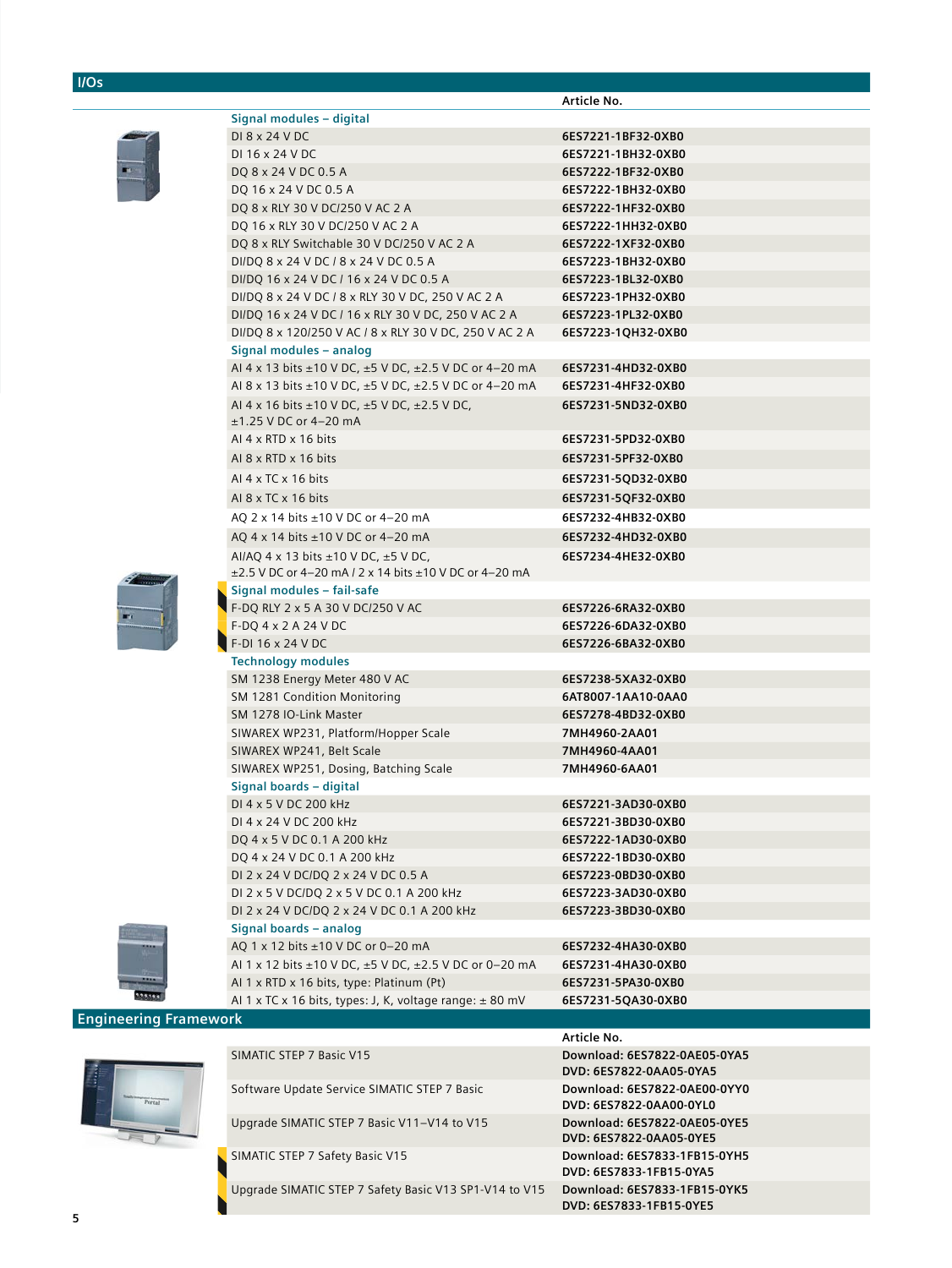## I/Os

| | Article No. |
|---|---|
| **Signal modules – digital** | |
| DI 8 x 24 V DC | 6ES7221-1BF32-0XB0 |
| DI 16 x 24 V DC | 6ES7221-1BH32-0XB0 |
| DQ 8 x 24 V DC 0.5 A | 6ES7222-1BF32-0XB0 |
| DQ 16 x 24 V DC 0.5 A | 6ES7222-1BH32-0XB0 |
| DQ 8 x RLY 30 V DC/250 V AC 2 A | 6ES7222-1HF32-0XB0 |
| DQ 16 x RLY 30 V DC/250 V AC 2 A | 6ES7222-1HH32-0XB0 |
| DQ 8 x RLY Switchable 30 V DC/250 V AC 2 A | 6ES7222-1XF32-0XB0 |
| DI/DQ 8 x 24 V DC / 8 x 24 V DC 0.5 A | 6ES7223-1BH32-0XB0 |
| DI/DQ 16 x 24 V DC / 16 x 24 V DC 0.5 A | 6ES7223-1BL32-0XB0 |
| DI/DQ 8 x 24 V DC / 8 x RLY 30 V DC, 250 V AC 2 A | 6ES7223-1PH32-0XB0 |
| DI/DQ 16 x 24 V DC / 16 x RLY 30 V DC, 250 V AC 2 A | 6ES7223-1PL32-0XB0 |
| DI/DQ 8 x 120/250 V AC / 8 x RLY 30 V DC, 250 V AC 2 A | 6ES7223-1QH32-0XB0 |
| **Signal modules – analog** | |
| AI 4 x 13 bits ±10 V DC, ±5 V DC, ±2.5 V DC or 4–20 mA | 6ES7231-4HD32-0XB0 |
| AI 8 x 13 bits ±10 V DC, ±5 V DC, ±2.5 V DC or 4–20 mA | 6ES7231-4HF32-0XB0 |
| AI 4 x 16 bits ±10 V DC, ±5 V DC, ±2.5 V DC, ±1.25 V DC or 4–20 mA | 6ES7231-5ND32-0XB0 |
| AI 4 x RTD x 16 bits | 6ES7231-5PD32-0XB0 |
| AI 8 x RTD x 16 bits | 6ES7231-5PF32-0XB0 |
| AI 4 x TC x 16 bits | 6ES7231-5QD32-0XB0 |
| AI 8 x TC x 16 bits | 6ES7231-5QF32-0XB0 |
| AQ 2 x 14 bits ±10 V DC or 4–20 mA | 6ES7232-4HB32-0XB0 |
| AQ 4 x 14 bits ±10 V DC or 4–20 mA | 6ES7232-4HD32-0XB0 |
| AI/AQ 4 x 13 bits ±10 V DC, ±5 V DC, ±2.5 V DC or 4–20 mA / 2 x 14 bits ±10 V DC or 4–20 mA | 6ES7234-4HE32-0XB0 |
| **Signal modules – fail-safe** | |
| F-DQ RLY 2 x 5 A 30 V DC/250 V AC | 6ES7226-6RA32-0XB0 |
| F-DQ 4 x 2 A 24 V DC | 6ES7226-6DA32-0XB0 |
| F-DI 16 x 24 V DC | 6ES7226-6BA32-0XB0 |
| **Technology modules** | |
| SM 1238 Energy Meter 480 V AC | 6ES7238-5XA32-0XB0 |
| SM 1281 Condition Monitoring | 6AT8007-1AA10-0AA0 |
| SM 1278 IO-Link Master | 6ES7278-4BD32-0XB0 |
| SIWAREX WP231, Platform/Hopper Scale | 7MH4960-2AA01 |
| SIWAREX WP241, Belt Scale | 7MH4960-4AA01 |
| SIWAREX WP251, Dosing, Batching Scale | 7MH4960-6AA01 |
| **Signal boards – digital** | |
| DI 4 x 5 V DC 200 kHz | 6ES7221-3AD30-0XB0 |
| DI 4 x 24 V DC 200 kHz | 6ES7221-3BD30-0XB0 |
| DQ 4 x 5 V DC 0.1 A 200 kHz | 6ES7222-1AD30-0XB0 |
| DQ 4 x 24 V DC 0.1 A 200 kHz | 6ES7222-1BD30-0XB0 |
| DI 2 x 24 V DC/DQ 2 x 24 V DC 0.5 A | 6ES7223-0BD30-0XB0 |
| DI 2 x 5 V DC/DQ 2 x 5 V DC 0.1 A 200 kHz | 6ES7223-3AD30-0XB0 |
| DI 2 x 24 V DC/DQ 2 x 24 V DC 0.1 A 200 kHz | 6ES7223-3BD30-0XB0 |
| **Signal boards – analog** | |
| AQ 1 x 12 bits ±10 V DC or 0–20 mA | 6ES7232-4HA30-0XB0 |
| AI 1 x 12 bits ±10 V DC, ±5 V DC, ±2.5 V DC or 0–20 mA | 6ES7231-4HA30-0XB0 |
| AI 1 x RTD x 16 bits, type: Platinum (Pt) | 6ES7231-5PA30-0XB0 |
| AI 1 x TC x 16 bits, types: J, K, voltage range: ± 80 mV | 6ES7231-5QA30-0XB0 |

## Engineering Framework

| | Article No. |
|---|---|
| SIMATIC STEP 7 Basic V15 | Download: 6ES7822-0AE05-0YA5<br>DVD: 6ES7822-0AA05-0YA5 |
| Software Update Service SIMATIC STEP 7 Basic | Download: 6ES7822-0AE00-0YY0<br>DVD: 6ES7822-0AA00-0YL0 |
| Upgrade SIMATIC STEP 7 Basic V11–V14 to V15 | Download: 6ES7822-0AE05-0YE5<br>DVD: 6ES7822-0AA05-0YE5 |
| SIMATIC STEP 7 Safety Basic V15 | Download: 6ES7833-1FB15-0YH5<br>DVD: 6ES7833-1FB15-0YA5 |
| Upgrade SIMATIC STEP 7 Safety Basic V13 SP1-V14 to V15 | Download: 6ES7833-1FB15-0YK5<br>DVD: 6ES7833-1FB15-0YE5 |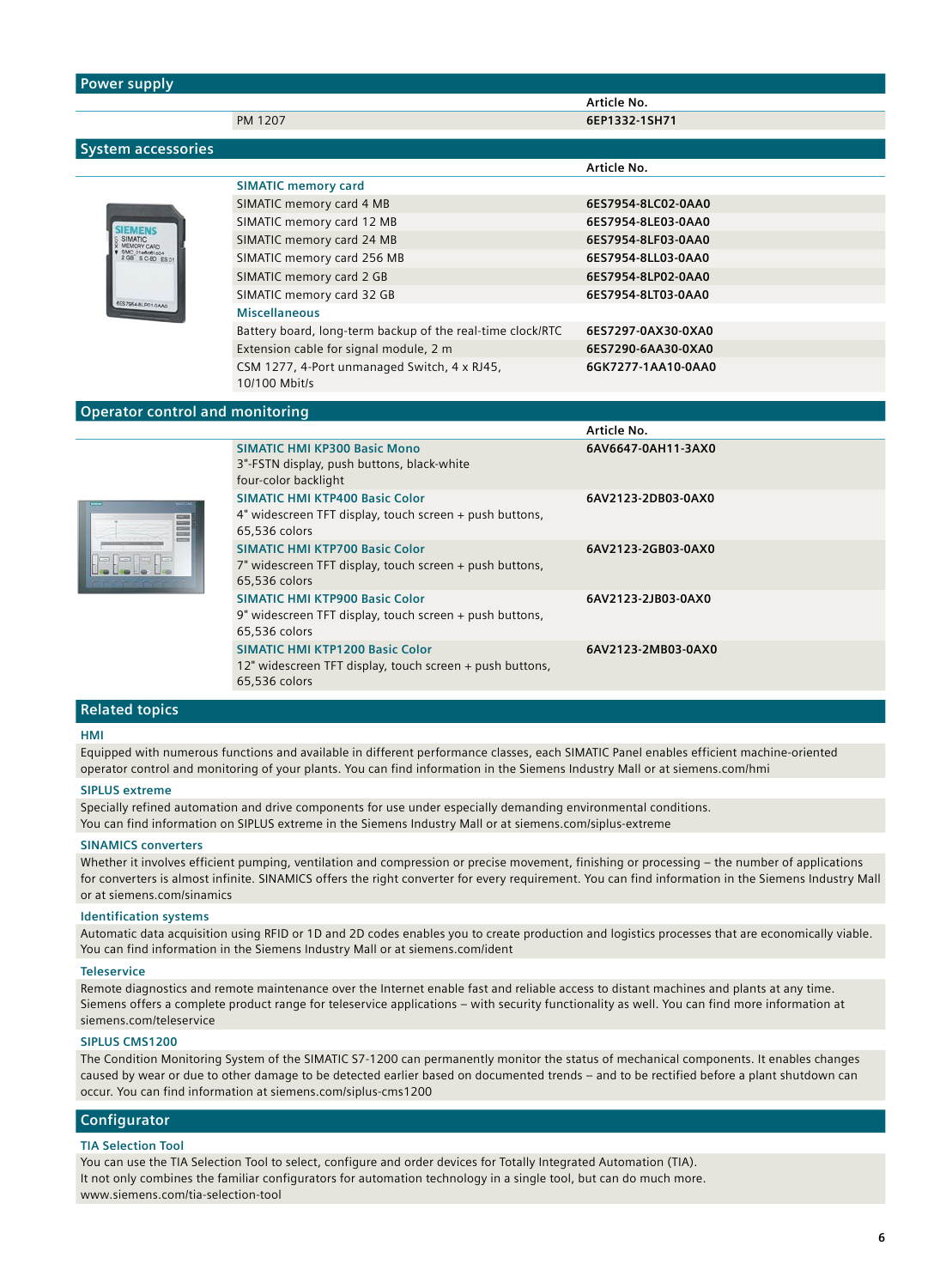## Power supply

| | Article No. |
|---|---|
| PM 1207 | 6EP1332-1SH71 |

## System accessories

| | Article No. |
|---|---|
| **SIMATIC memory card** | |
| SIMATIC memory card 4 MB | 6ES7954-8LC02-0AA0 |
| SIMATIC memory card 12 MB | 6ES7954-8LE03-0AA0 |
| SIMATIC memory card 24 MB | 6ES7954-8LF03-0AA0 |
| SIMATIC memory card 256 MB | 6ES7954-8LL03-0AA0 |
| SIMATIC memory card 2 GB | 6ES7954-8LP02-0AA0 |
| SIMATIC memory card 32 GB | 6ES7954-8LT03-0AA0 |
| **Miscellaneous** | |
| Battery board, long-term backup of the real-time clock/RTC | 6ES7297-0AX30-0XA0 |
| Extension cable for signal module, 2 m | 6ES7290-6AA30-0XA0 |
| CSM 1277, 4-Port unmanaged Switch, 4 x RJ45, 10/100 Mbit/s | 6GK7277-1AA10-0AA0 |

## Operator control and monitoring

| | Article No. |
|---|---|
| **SIMATIC HMI KP300 Basic Mono**<br>3"-FSTN display, push buttons, black-white four-color backlight | 6AV6647-0AH11-3AX0 |
| **SIMATIC HMI KTP400 Basic Color**<br>4" widescreen TFT display, touch screen + push buttons, 65,536 colors | 6AV2123-2DB03-0AX0 |
| **SIMATIC HMI KTP700 Basic Color**<br>7" widescreen TFT display, touch screen + push buttons, 65,536 colors | 6AV2123-2GB03-0AX0 |
| **SIMATIC HMI KTP900 Basic Color**<br>9" widescreen TFT display, touch screen + push buttons, 65,536 colors | 6AV2123-2JB03-0AX0 |
| **SIMATIC HMI KTP1200 Basic Color**<br>12" widescreen TFT display, touch screen + push buttons, 65,536 colors | 6AV2123-2MB03-0AX0 |

## Related topics

### HMI
Equipped with numerous functions and available in different performance classes, each SIMATIC Panel enables efficient machine-oriented operator control and monitoring of your plants. You can find information in the Siemens Industry Mall or at siemens.com/hmi

### SIPLUS extreme
Specially refined automation and drive components for use under especially demanding environmental conditions.
You can find information on SIPLUS extreme in the Siemens Industry Mall or at siemens.com/siplus-extreme

### SINAMICS converters
Whether it involves efficient pumping, ventilation and compression or precise movement, finishing or processing – the number of applications for converters is almost infinite. SINAMICS offers the right converter for every requirement. You can find information in the Siemens Industry Mall or at siemens.com/sinamics

### Identification systems
Automatic data acquisition using RFID or 1D and 2D codes enables you to create production and logistics processes that are economically viable. You can find information in the Siemens Industry Mall or at siemens.com/ident

### Teleservice
Remote diagnostics and remote maintenance over the Internet enable fast and reliable access to distant machines and plants at any time. Siemens offers a complete product range for teleservice applications – with security functionality as well. You can find more information at siemens.com/teleservice

### SIPLUS CMS1200
The Condition Monitoring System of the SIMATIC S7-1200 can permanently monitor the status of mechanical components. It enables changes caused by wear or due to other damage to be detected earlier based on documented trends – and to be rectified before a plant shutdown can occur. You can find information at siemens.com/siplus-cms1200

## Configurator

### TIA Selection Tool
You can use the TIA Selection Tool to select, configure and order devices for Totally Integrated Automation (TIA).
It not only combines the familiar configurators for automation technology in a single tool, but can do much more.
www.siemens.com/tia-selection-tool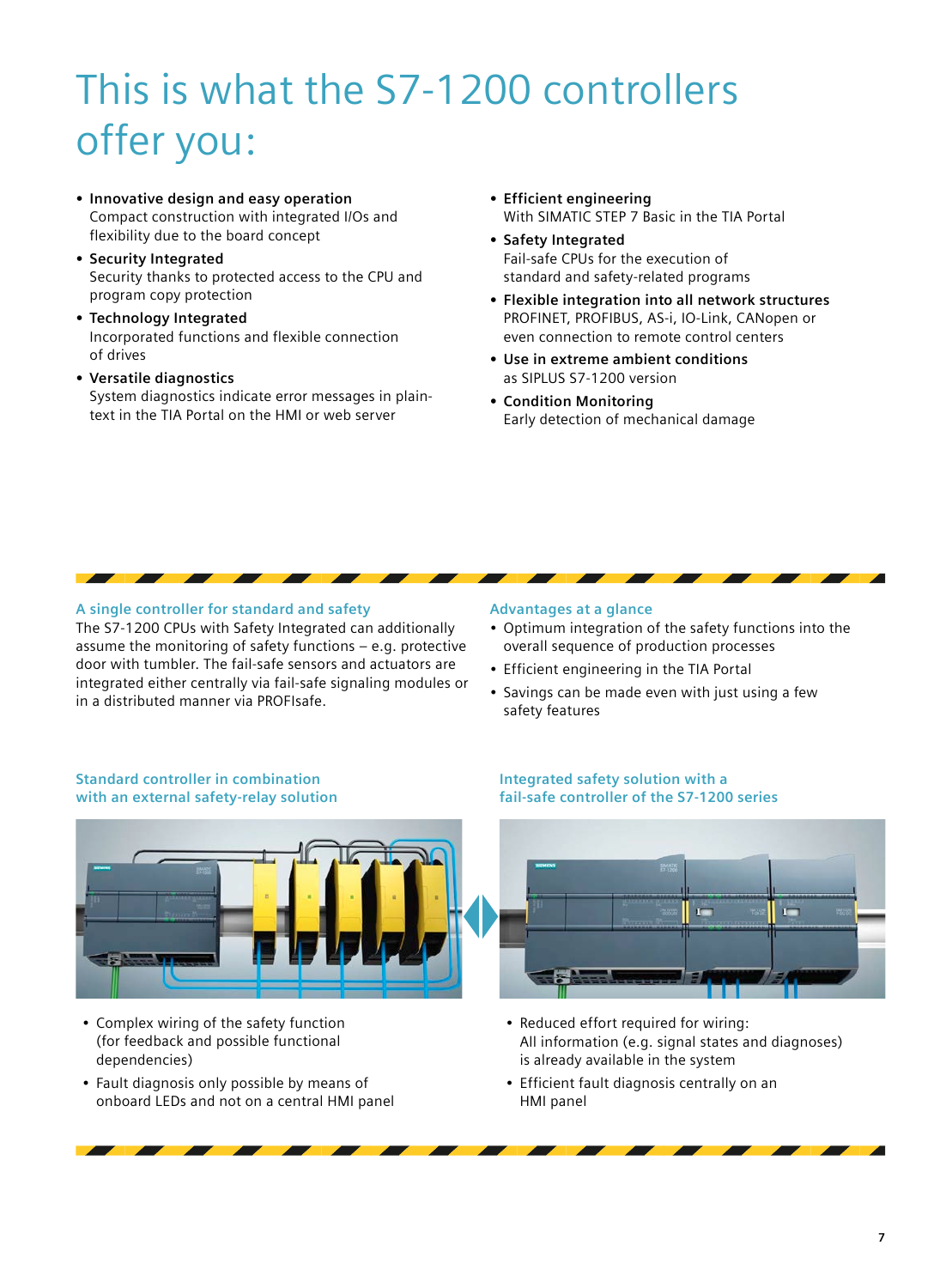# This is what the S7-1200 controllers offer you:

- **Innovative design and easy operation**
  Compact construction with integrated I/Os and flexibility due to the board concept
- **Security Integrated**
  Security thanks to protected access to the CPU and program copy protection
- **Technology Integrated**
  Incorporated functions and flexible connection of drives
- **Versatile diagnostics**
  System diagnostics indicate error messages in plain-text in the TIA Portal on the HMI or web server
- **Efficient engineering**
  With SIMATIC STEP 7 Basic in the TIA Portal
- **Safety Integrated**
  Fail-safe CPUs for the execution of standard and safety-related programs
- **Flexible integration into all network structures**
  PROFINET, PROFIBUS, AS-i, IO-Link, CANopen or even connection to remote control centers
- **Use in extreme ambient conditions**
  as SIPLUS S7-1200 version
- **Condition Monitoring**
  Early detection of mechanical damage

### A single controller for standard and safety

The S7-1200 CPUs with Safety Integrated can additionally assume the monitoring of safety functions – e.g. protective door with tumbler. The fail-safe sensors and actuators are integrated either centrally via fail-safe signaling modules or in a distributed manner via PROFIsafe.

### Advantages at a glance

- Optimum integration of the safety functions into the overall sequence of production processes
- Efficient engineering in the TIA Portal
- Savings can be made even with just using a few safety features

### Standard controller in combination with an external safety-relay solution

- Complex wiring of the safety function (for feedback and possible functional dependencies)
- Fault diagnosis only possible by means of onboard LEDs and not on a central HMI panel

### Integrated safety solution with a fail-safe controller of the S7-1200 series

- Reduced effort required for wiring: All information (e.g. signal states and diagnoses) is already available in the system
- Efficient fault diagnosis centrally on an HMI panel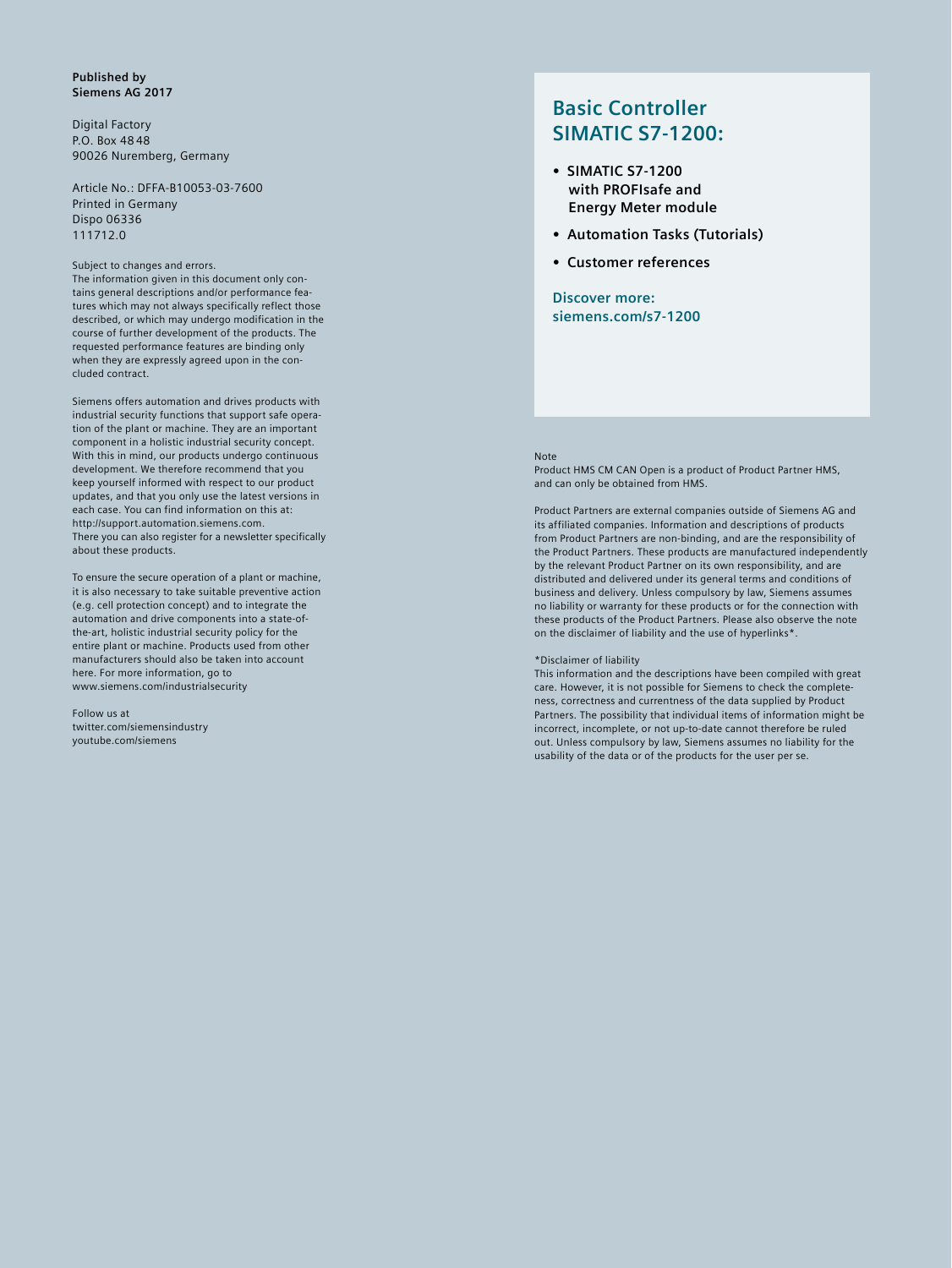**Published by**
**Siemens AG 2017**

Digital Factory
P.O. Box 48 48
90026 Nuremberg, Germany

Article No.: DFFA-B10053-03-7600
Printed in Germany
Dispo 06336
111712.0

Subject to changes and errors.
The information given in this document only contains general descriptions and/or performance features which may not always specifically reflect those described, or which may undergo modification in the course of further development of the products. The requested performance features are binding only when they are expressly agreed upon in the concluded contract.

Siemens offers automation and drives products with industrial security functions that support safe operation of the plant or machine. They are an important component in a holistic industrial security concept. With this in mind, our products undergo continuous development. We therefore recommend that you keep yourself informed with respect to our product updates, and that you only use the latest versions in each case. You can find information on this at: http://support.automation.siemens.com. There you can also register for a newsletter specifically about these products.

To ensure the secure operation of a plant or machine, it is also necessary to take suitable preventive action (e.g. cell protection concept) and to integrate the automation and drive components into a state-of-the-art, holistic industrial security policy for the entire plant or machine. Products used from other manufacturers should also be taken into account here. For more information, go to www.siemens.com/industrialsecurity

Follow us at
twitter.com/siemensindustry
youtube.com/siemens

## Basic Controller SIMATIC S7-1200:

- **SIMATIC S7-1200 with PROFIsafe and Energy Meter module**
- **Automation Tasks (Tutorials)**
- **Customer references**

**Discover more:**
**siemens.com/s7-1200**

Note
Product HMS CM CAN Open is a product of Product Partner HMS, and can only be obtained from HMS.

Product Partners are external companies outside of Siemens AG and its affiliated companies. Information and descriptions of products from Product Partners are non-binding, and are the responsibility of the Product Partners. These products are manufactured independently by the relevant Product Partner on its own responsibility, and are distributed and delivered under its general terms and conditions of business and delivery. Unless compulsory by law, Siemens assumes no liability or warranty for these products or for the connection with these products of the Product Partners. Please also observe the note on the disclaimer of liability and the use of hyperlinks*.

*Disclaimer of liability
This information and the descriptions have been compiled with great care. However, it is not possible for Siemens to check the completeness, correctness and currentness of the data supplied by Product Partners. The possibility that individual items of information might be incorrect, incomplete, or not up-to-date cannot therefore be ruled out. Unless compulsory by law, Siemens assumes no liability for the usability of the data or of the products for the user per se.